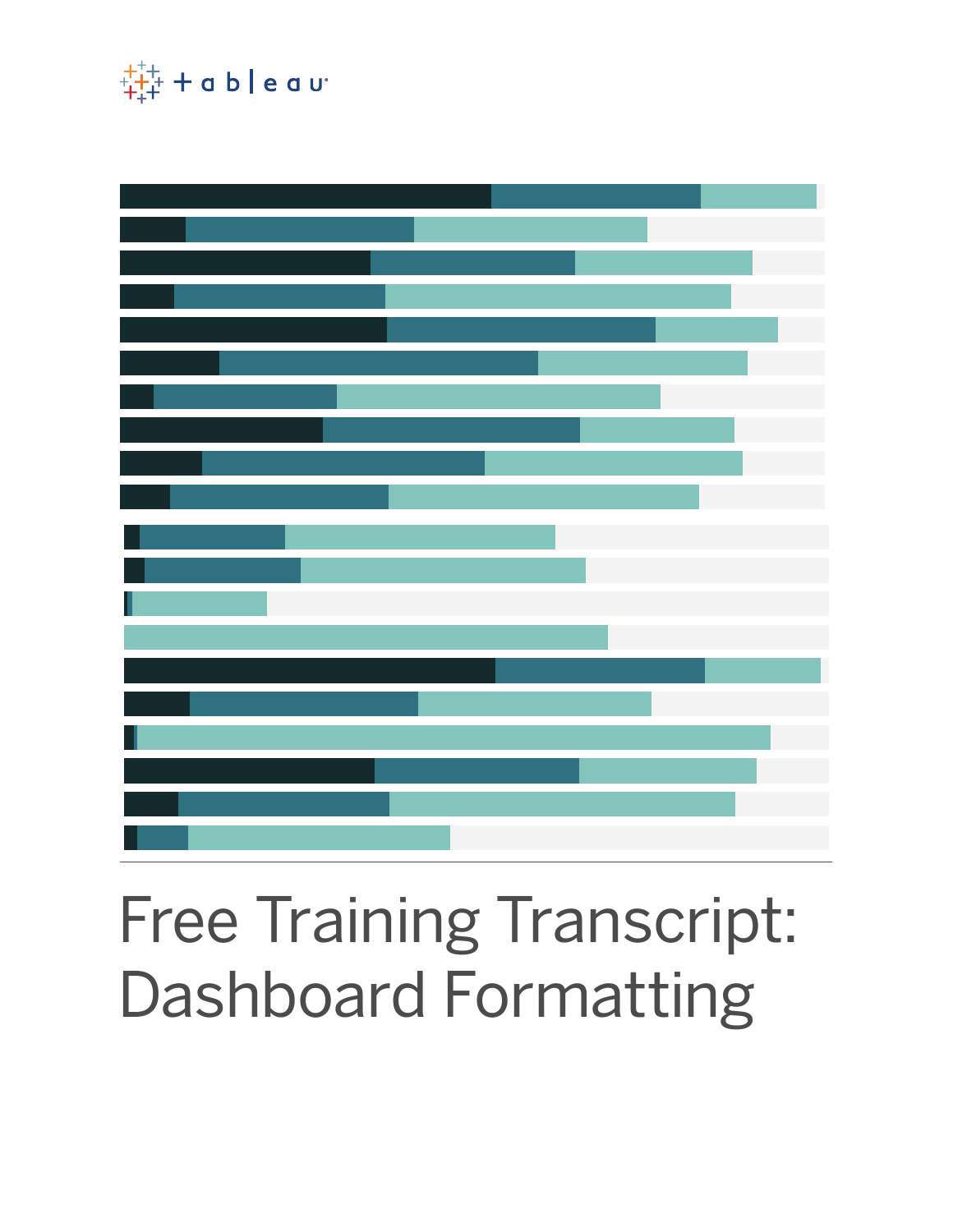# Free Training Transcript: Dashboard Formatting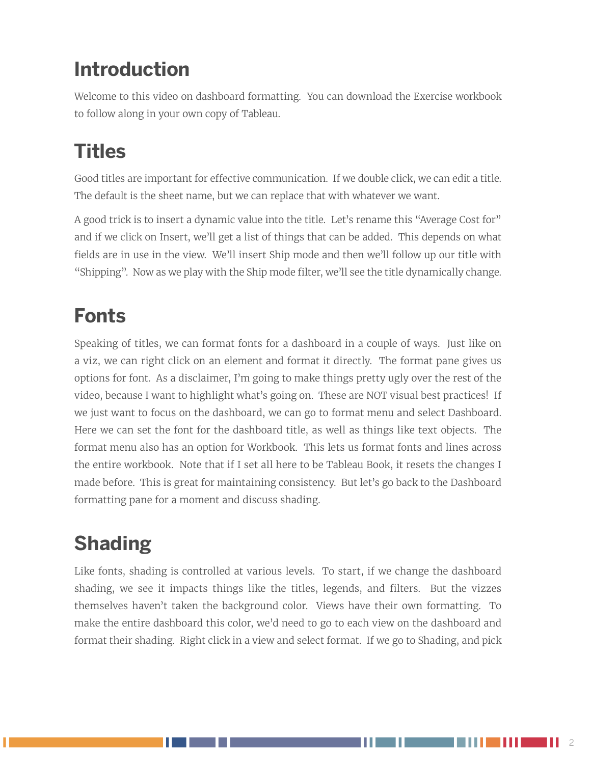# Introduction

Welcome to this video on dashboard formatting. You can download the Exercise workbook to follow along in your own copy of Tableau.

# Titles

Good titles are important for effective communication. If we double click, we can edit a title. The default is the sheet name, but we can replace that with whatever we want.

A good trick is to insert a dynamic value into the title. Let's rename this "Average Cost for" and if we click on Insert, we'll get a list of things that can be added. This depends on what fields are in use in the view. We'll insert Ship mode and then we'll follow up our title with "Shipping". Now as we play with the Ship mode filter, we'll see the title dynamically change.

# Fonts

Speaking of titles, we can format fonts for a dashboard in a couple of ways. Just like on a viz, we can right click on an element and format it directly. The format pane gives us options for font. As a disclaimer, I'm going to make things pretty ugly over the rest of the video, because I want to highlight what's going on. These are NOT visual best practices! If we just want to focus on the dashboard, we can go to format menu and select Dashboard. Here we can set the font for the dashboard title, as well as things like text objects. The format menu also has an option for Workbook. This lets us format fonts and lines across the entire workbook. Note that if I set all here to be Tableau Book, it resets the changes I made before. This is great for maintaining consistency. But let's go back to the Dashboard formatting pane for a moment and discuss shading.

# Shading

Like fonts, shading is controlled at various levels. To start, if we change the dashboard shading, we see it impacts things like the titles, legends, and filters. But the vizzes themselves haven't taken the background color. Views have their own formatting. To make the entire dashboard this color, we'd need to go to each view on the dashboard and format their shading. Right click in a view and select format. If we go to Shading, and pick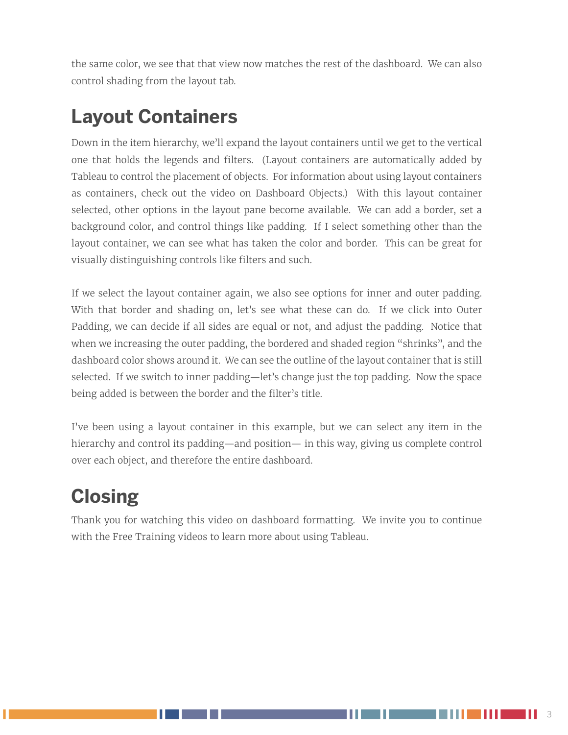the same color, we see that that view now matches the rest of the dashboard. We can also control shading from the layout tab.

## Layout Containers

Down in the item hierarchy, we'll expand the layout containers until we get to the vertical one that holds the legends and filters. (Layout containers are automatically added by Tableau to control the placement of objects. For information about using layout containers as containers, check out the video on Dashboard Objects.) With this layout container selected, other options in the layout pane become available. We can add a border, set a background color, and control things like padding. If I select something other than the layout container, we can see what has taken the color and border. This can be great for visually distinguishing controls like filters and such.

If we select the layout container again, we also see options for inner and outer padding. With that border and shading on, let's see what these can do. If we click into Outer Padding, we can decide if all sides are equal or not, and adjust the padding. Notice that when we increasing the outer padding, the bordered and shaded region "shrinks", and the dashboard color shows around it. We can see the outline of the layout container that is still selected. If we switch to inner padding—let's change just the top padding. Now the space being added is between the border and the filter's title.

I've been using a layout container in this example, but we can select any item in the hierarchy and control its padding—and position— in this way, giving us complete control over each object, and therefore the entire dashboard.

## Closing

Thank you for watching this video on dashboard formatting. We invite you to continue with the Free Training videos to learn more about using Tableau.